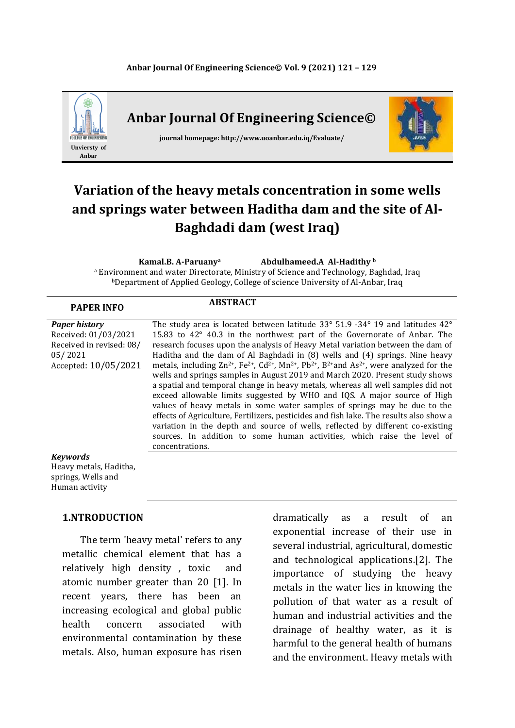# Anbar Journal Of Engineering Science©

journal homepage: http://www.uoanbar.edu.iq/Evaluate/

Unviersty of Anbar

# Variation of the heavy metals concentration in some wells and springs water between Haditha dam and the site of Al-Baghdadi dam (west Iraq)

**Kamal.B. A-Paruany**[a] **Abdulhameed.A Al-Hadithy** [b]

[a] Environment and water Directorate, Ministry of Science and Technology, Baghdad, Iraq
[b]Department of Applied Geology, College of science University of Al-Anbar, Iraq

**PAPER INFO**

***Paper history***
Received: 01/03/2021
Received in revised: 08/ 05/ 2021
Accepted: 10/05/2021

***Keywords***
Heavy metals, Haditha, springs, Wells and Human activity

**ABSTRACT**

The study area is located between latitude 33° 51.9 -34° 19 and latitudes 42° 15.83 to 42° 40.3 in the northwest part of the Governorate of Anbar. The research focuses upon the analysis of Heavy Metal variation between the dam of Haditha and the dam of Al Baghdadi in (8) wells and (4) springs. Nine heavy metals, including $Zn^{2+}$, $Fe^{2+}$, $Cd^{2+}$, $Mn^{2+}$, $Pb^{2+}$, $B^{2+}$and $As^{2+}$, were analyzed for the wells and springs samples in August 2019 and March 2020. Present study shows a spatial and temporal change in heavy metals, whereas all well samples did not exceed allowable limits suggested by WHO and IQS. A major source of High values of heavy metals in some water samples of springs may be due to the effects of Agriculture, Fertilizers, pesticides and fish lake. The results also show a variation in the depth and source of wells, reflected by different co-existing sources. In addition to some human activities, which raise the level of concentrations.

## 1.NTRODUCTION

The term 'heavy metal' refers to any metallic chemical element that has a relatively high density , toxic and atomic number greater than 20 [1]. In recent years, there has been an increasing ecological and global public health concern associated with environmental contamination by these metals. Also, human exposure has risen dramatically as a result of an exponential increase of their use in several industrial, agricultural, domestic and technological applications.[2]. The importance of studying the heavy metals in the water lies in knowing the pollution of that water as a result of human and industrial activities and the drainage of healthy water, as it is harmful to the general health of humans and the environment. Heavy metals with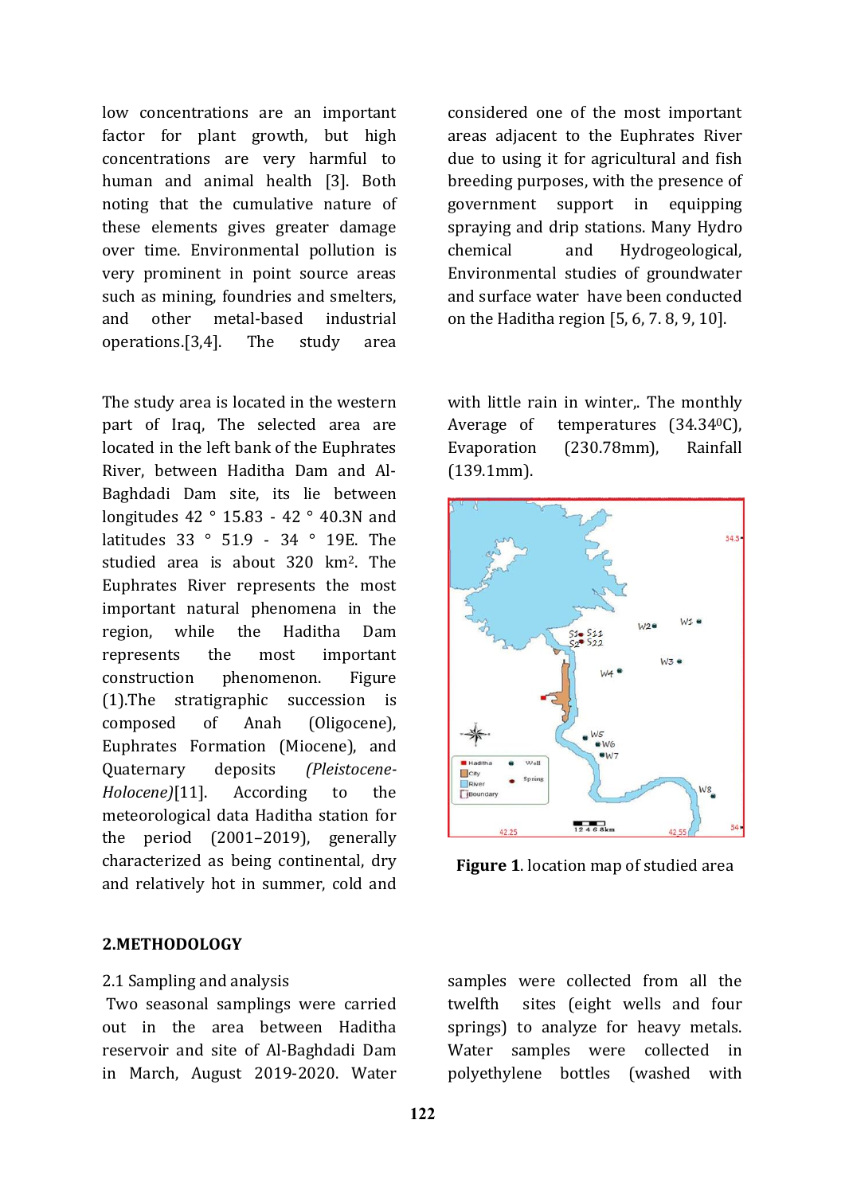low concentrations are an important factor for plant growth, but high concentrations are very harmful to human and animal health [3]. Both noting that the cumulative nature of these elements gives greater damage over time. Environmental pollution is very prominent in point source areas such as mining, foundries and smelters, and other metal-based industrial operations.[3,4]. The study area considered one of the most important areas adjacent to the Euphrates River due to using it for agricultural and fish breeding purposes, with the presence of government support in equipping spraying and drip stations. Many Hydro chemical and Hydrogeological, Environmental studies of groundwater and surface water have been conducted on the Haditha region [5, 6, 7. 8, 9, 10].

The study area is located in the western part of Iraq, The selected area are located in the left bank of the Euphrates River, between Haditha Dam and Al-Baghdadi Dam site, its lie between longitudes 42 ° 15.83 - 42 ° 40.3N and latitudes 33 ° 51.9 - 34 ° 19E. The studied area is about 320 km$^2$. The Euphrates River represents the most important natural phenomena in the region, while the Haditha Dam represents the most important construction phenomenon. Figure (1).The stratigraphic succession is composed of Anah (Oligocene), Euphrates Formation (Miocene), and Quaternary deposits *(Pleistocene-Holocene)*[11]. According to the meteorological data Haditha station for the period (2001–2019), generally characterized as being continental, dry and relatively hot in summer, cold and with little rain in winter,. The monthly Average of temperatures (34.34$^0$C), Evaporation (230.78mm), Rainfall (139.1mm).

**Figure 1**. location map of studied area

## 2.METHODOLOGY

2.1 Sampling and analysis

Two seasonal samplings were carried out in the area between Haditha reservoir and site of Al-Baghdadi Dam in March, August 2019-2020. Water samples were collected from all the twelfth sites (eight wells and four springs) to analyze for heavy metals. Water samples were collected in polyethylene bottles (washed with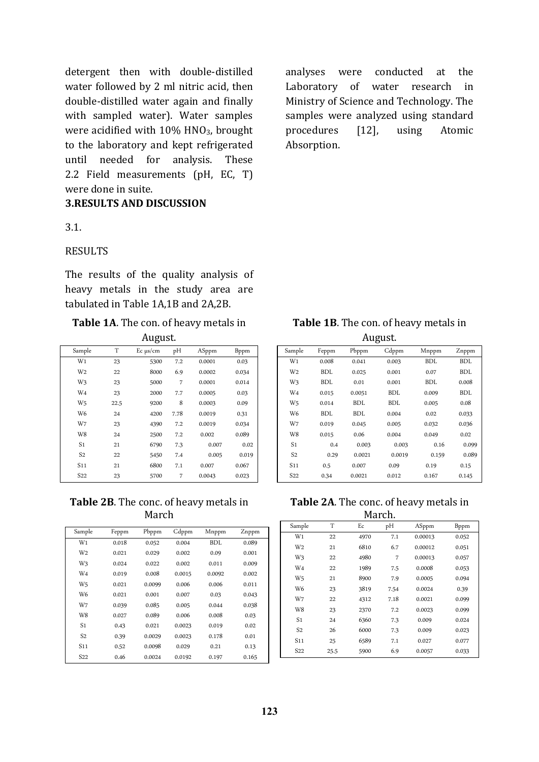detergent then with double-distilled water followed by 2 ml nitric acid, then double-distilled water again and finally with sampled water). Water samples were acidified with 10% $HNO_3$, brought to the laboratory and kept refrigerated until needed for analysis. These 2.2 Field measurements (pH, EC, T) were done in suite.

## 3.RESULTS AND DISCUSSION

3.1.

RESULTS

The results of the quality analysis of heavy metals in the study area are tabulated in Table 1A,1B and 2A,2B.

analyses were conducted at the Laboratory of water research in Ministry of Science and Technology. The samples were analyzed using standard procedures [12], using Atomic Absorption.

**Table 1A**. The con. of heavy metals in August.

| Sample | T | Ec μs/cm | pH | ASppm | Bppm |
|---|---|---|---|---|---|
| W1 | 23 | 5300 | 7.2 | 0.0001 | 0.03 |
| W2 | 22 | 8000 | 6.9 | 0.0002 | 0.034 |
| W3 | 23 | 5000 | 7 | 0.0001 | 0.014 |
| W4 | 23 | 2000 | 7.7 | 0.0005 | 0.03 |
| W5 | 22.5 | 9200 | 8 | 0.0003 | 0.09 |
| W6 | 24 | 4200 | 7.78 | 0.0019 | 0.31 |
| W7 | 23 | 4390 | 7.2 | 0.0019 | 0.034 |
| W8 | 24 | 2500 | 7.2 | 0.002 | 0.089 |
| S1 | 21 | 6790 | 7.3 | 0.007 | 0.02 |
| S2 | 22 | 5450 | 7.4 | 0.005 | 0.019 |
| S11 | 21 | 6800 | 7.1 | 0.007 | 0.067 |
| S22 | 23 | 5700 | 7 | 0.0043 | 0.023 |

**Table 1B**. The con. of heavy metals in August.

| Sample | Feppm | Pbppm | Cdppm | Mnppm | Znppm |
|---|---|---|---|---|---|
| W1 | 0.008 | 0.041 | 0.003 | BDL | BDL |
| W2 | BDL | 0.025 | 0.001 | 0.07 | BDL |
| W3 | BDL | 0.01 | 0.001 | BDL | 0.008 |
| W4 | 0.015 | 0.0051 | BDL | 0.009 | BDL |
| W5 | 0.014 | BDL | BDL | 0.005 | 0.08 |
| W6 | BDL | BDL | 0.004 | 0.02 | 0.033 |
| W7 | 0.019 | 0.045 | 0.005 | 0.032 | 0.036 |
| W8 | 0.015 | 0.06 | 0.004 | 0.049 | 0.02 |
| S1 | 0.4 | 0.003 | 0.003 | 0.16 | 0.099 |
| S2 | 0.29 | 0.0021 | 0.0019 | 0.159 | 0.089 |
| S11 | 0.5 | 0.007 | 0.09 | 0.19 | 0.15 |
| S22 | 0.34 | 0.0021 | 0.012 | 0.167 | 0.145 |

**Table 2B**. The conc. of heavy metals in March

| Sample | Feppm | Pbppm | Cdppm | Mnppm | Znppm |
|---|---|---|---|---|---|
| W1 | 0.018 | 0.052 | 0.004 | BDL | 0.089 |
| W2 | 0.021 | 0.029 | 0.002 | 0.09 | 0.001 |
| W3 | 0.024 | 0.022 | 0.002 | 0.011 | 0.009 |
| W4 | 0.019 | 0.008 | 0.0015 | 0.0092 | 0.002 |
| W5 | 0.021 | 0.0099 | 0.006 | 0.006 | 0.011 |
| W6 | 0.021 | 0.001 | 0.007 | 0.03 | 0.043 |
| W7 | 0.039 | 0.085 | 0.005 | 0.044 | 0.038 |
| W8 | 0.027 | 0.089 | 0.006 | 0.008 | 0.03 |
| S1 | 0.43 | 0.021 | 0.0023 | 0.019 | 0.02 |
| S2 | 0.39 | 0.0029 | 0.0023 | 0.178 | 0.01 |
| S11 | 0.52 | 0.0098 | 0.029 | 0.21 | 0.13 |
| S22 | 0.46 | 0.0024 | 0.0192 | 0.197 | 0.165 |

**Table 2A**. The conc. of heavy metals in March.

| Sample | T | Ec | pH | ASppm | Bppm |
|---|---|---|---|---|---|
| W1 | 22 | 4970 | 7.1 | 0.00013 | 0.052 |
| W2 | 21 | 6810 | 6.7 | 0.00012 | 0.051 |
| W3 | 22 | 4980 | 7 | 0.00013 | 0.057 |
| W4 | 22 | 1989 | 7.5 | 0.0008 | 0.053 |
| W5 | 21 | 8900 | 7.9 | 0.0005 | 0.094 |
| W6 | 23 | 3819 | 7.54 | 0.0024 | 0.39 |
| W7 | 22 | 4312 | 7.18 | 0.0021 | 0.099 |
| W8 | 23 | 2370 | 7.2 | 0.0023 | 0.099 |
| S1 | 24 | 6360 | 7.3 | 0.009 | 0.024 |
| S2 | 26 | 6000 | 7.3 | 0.009 | 0.023 |
| S11 | 25 | 6589 | 7.1 | 0.027 | 0.077 |
| S22 | 25.5 | 5900 | 6.9 | 0.0057 | 0.033 |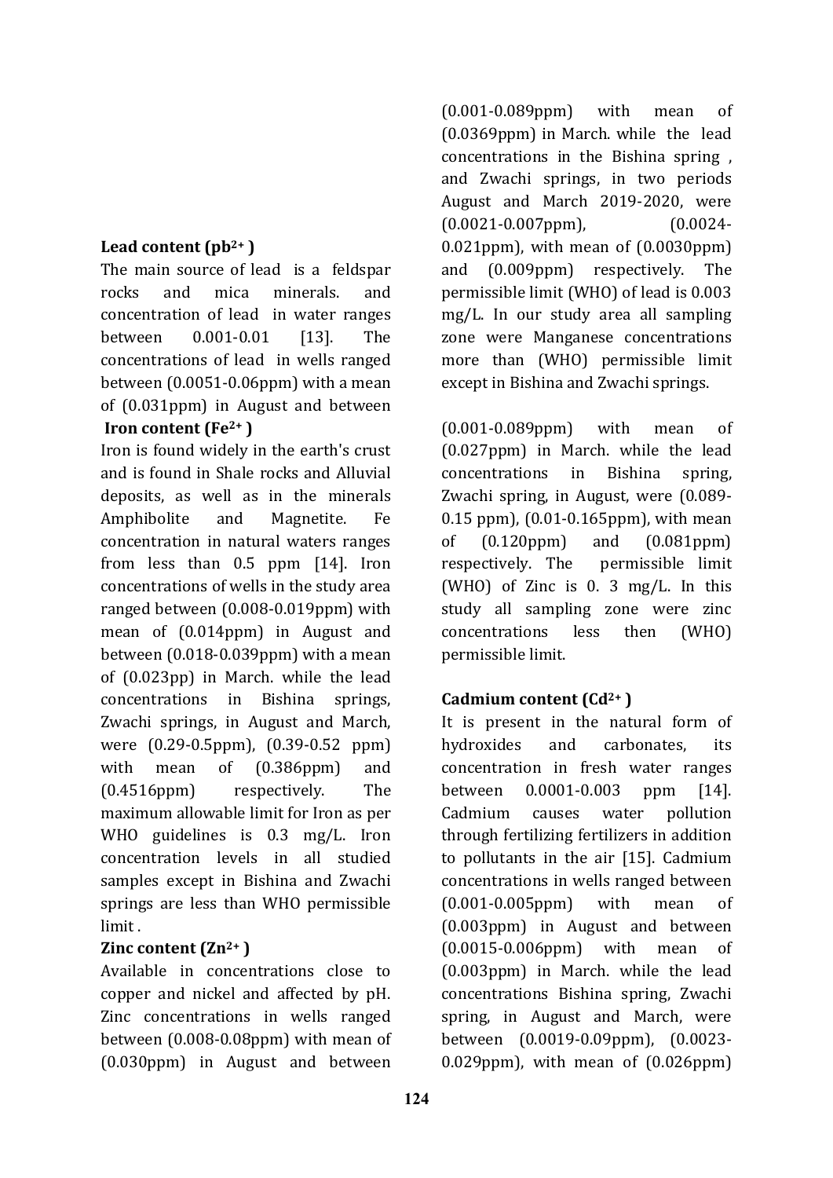**Lead content ($pb^{2+}$)**

The main source of lead is a feldspar rocks and mica minerals. and concentration of lead in water ranges between 0.001-0.01 [13]. The concentrations of lead in wells ranged between (0.0051-0.06ppm) with a mean of (0.031ppm) in August and between (0.001-0.089ppm) with mean of (0.0369ppm) in March. while the lead concentrations in the Bishina spring , and Zwachi springs, in two periods August and March 2019-2020, were (0.0021-0.007ppm), (0.0024-0.021ppm), with mean of (0.0030ppm) and (0.009ppm) respectively. The permissible limit (WHO) of lead is 0.003 mg/L. In our study area all sampling zone were Manganese concentrations more than (WHO) permissible limit except in Bishina and Zwachi springs.

**Iron content ($Fe^{2+}$)**

Iron is found widely in the earth's crust and is found in Shale rocks and Alluvial deposits, as well as in the minerals Amphibolite and Magnetite. Fe concentration in natural waters ranges from less than 0.5 ppm [14]. Iron concentrations of wells in the study area ranged between (0.008-0.019ppm) with mean of (0.014ppm) in August and between (0.018-0.039ppm) with a mean of (0.023pp) in March. while the lead concentrations in Bishina springs, Zwachi springs, in August and March, were (0.29-0.5ppm), (0.39-0.52 ppm) with mean of (0.386ppm) and (0.4516ppm) respectively. The maximum allowable limit for Iron as per WHO guidelines is 0.3 mg/L. Iron concentration levels in all studied samples except in Bishina and Zwachi springs are less than WHO permissible limit .

**Zinc content ($Zn^{2+}$)**

Available in concentrations close to copper and nickel and affected by pH. Zinc concentrations in wells ranged between (0.008-0.08ppm) with mean of (0.030ppm) in August and between (0.001-0.089ppm) with mean of (0.027ppm) in March. while the lead concentrations in Bishina spring, Zwachi spring, in August, were (0.089-0.15 ppm), (0.01-0.165ppm), with mean of (0.120ppm) and (0.081ppm) respectively. The permissible limit (WHO) of Zinc is 0. 3 mg/L. In this study all sampling zone were zinc concentrations less then (WHO) permissible limit.

**Cadmium content ($Cd^{2+}$)**

It is present in the natural form of hydroxides and carbonates, its concentration in fresh water ranges between 0.0001-0.003 ppm [14]. Cadmium causes water pollution through fertilizing fertilizers in addition to pollutants in the air [15]. Cadmium concentrations in wells ranged between (0.001-0.005ppm) with mean of (0.003ppm) in August and between (0.0015-0.006ppm) with mean of (0.003ppm) in March. while the lead concentrations Bishina spring, Zwachi spring, in August and March, were between (0.0019-0.09ppm), (0.0023-0.029ppm), with mean of (0.026ppm)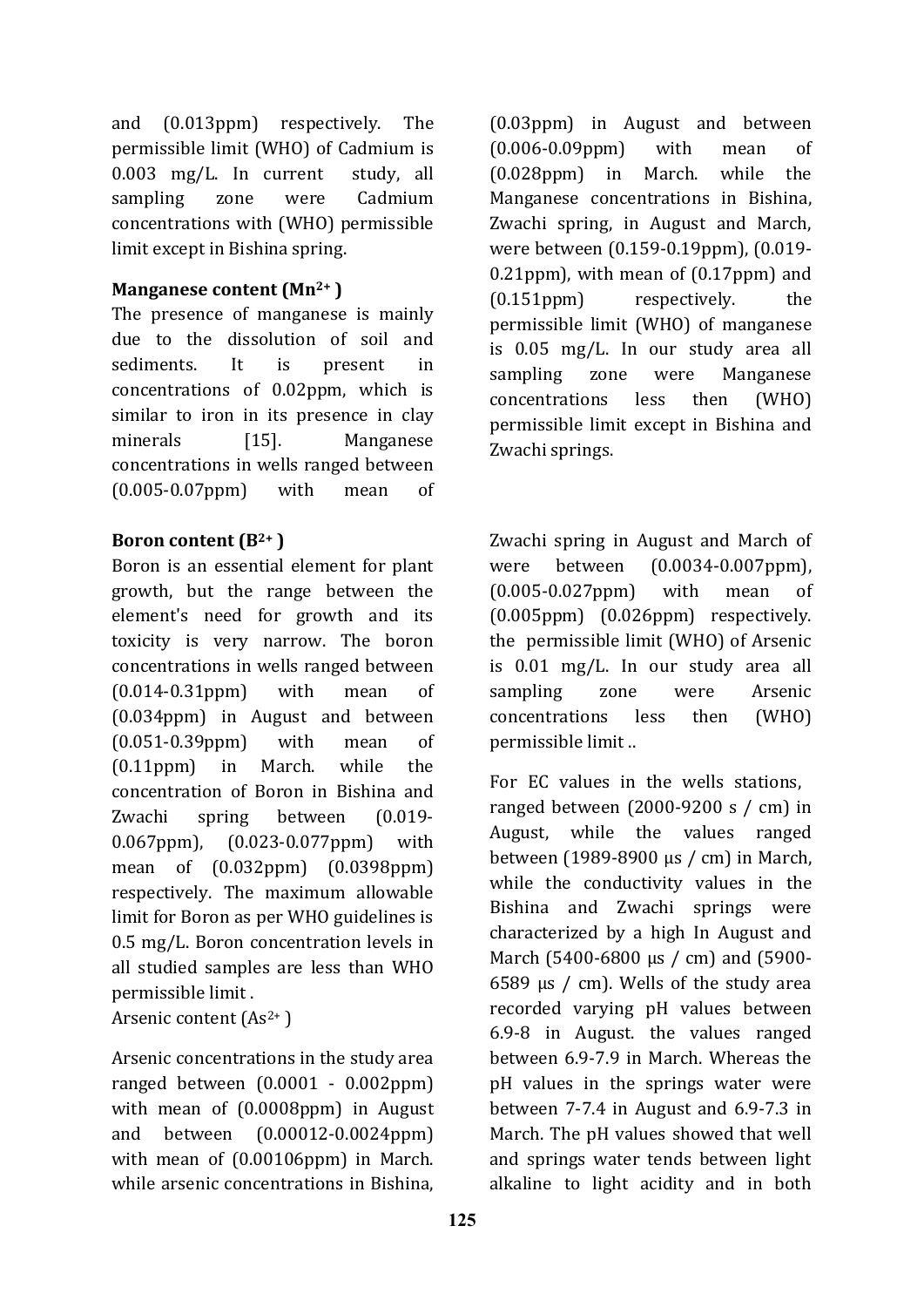and (0.013ppm) respectively. The permissible limit (WHO) of Cadmium is 0.003 mg/L. In current study, all sampling zone were Cadmium concentrations with (WHO) permissible limit except in Bishina spring.

**Manganese content ($Mn^{2+}$)**

The presence of manganese is mainly due to the dissolution of soil and sediments. It is present in concentrations of 0.02ppm, which is similar to iron in its presence in clay minerals [15]. Manganese concentrations in wells ranged between (0.005-0.07ppm) with mean of (0.03ppm) in August and between (0.006-0.09ppm) with mean of (0.028ppm) in March. while the Manganese concentrations in Bishina, Zwachi spring, in August and March, were between (0.159-0.19ppm), (0.019-0.21ppm), with mean of (0.17ppm) and (0.151ppm) respectively. the permissible limit (WHO) of manganese is 0.05 mg/L. In our study area all sampling zone were Manganese concentrations less then (WHO) permissible limit except in Bishina and Zwachi springs.

**Boron content ($B^{2+}$)**

Boron is an essential element for plant growth, but the range between the element's need for growth and its toxicity is very narrow. The boron concentrations in wells ranged between (0.014-0.31ppm) with mean of (0.034ppm) in August and between (0.051-0.39ppm) with mean of (0.11ppm) in March. while the concentration of Boron in Bishina and Zwachi spring between (0.019-0.067ppm), (0.023-0.077ppm) with mean of (0.032ppm) (0.0398ppm) respectively. The maximum allowable limit for Boron as per WHO guidelines is 0.5 mg/L. Boron concentration levels in all studied samples are less than WHO permissible limit .

Arsenic content ($As^{2+}$)

Arsenic concentrations in the study area ranged between (0.0001 - 0.002ppm) with mean of (0.0008ppm) in August and between (0.00012-0.0024ppm) with mean of (0.00106ppm) in March. while arsenic concentrations in Bishina, Zwachi spring in August and March of were between (0.0034-0.007ppm), (0.005-0.027ppm) with mean of (0.005ppm) (0.026ppm) respectively. the permissible limit (WHO) of Arsenic is 0.01 mg/L. In our study area all sampling zone were Arsenic concentrations less then (WHO) permissible limit ..

For EC values in the wells stations, ranged between (2000-9200 s / cm) in August, while the values ranged between (1989-8900 µs / cm) in March, while the conductivity values in the Bishina and Zwachi springs were characterized by a high In August and March (5400-6800 µs / cm) and (5900-6589 µs / cm). Wells of the study area recorded varying pH values between 6.9-8 in August. the values ranged between 6.9-7.9 in March. Whereas the pH values in the springs water were between 7-7.4 in August and 6.9-7.3 in March. The pH values showed that well and springs water tends between light alkaline to light acidity and in both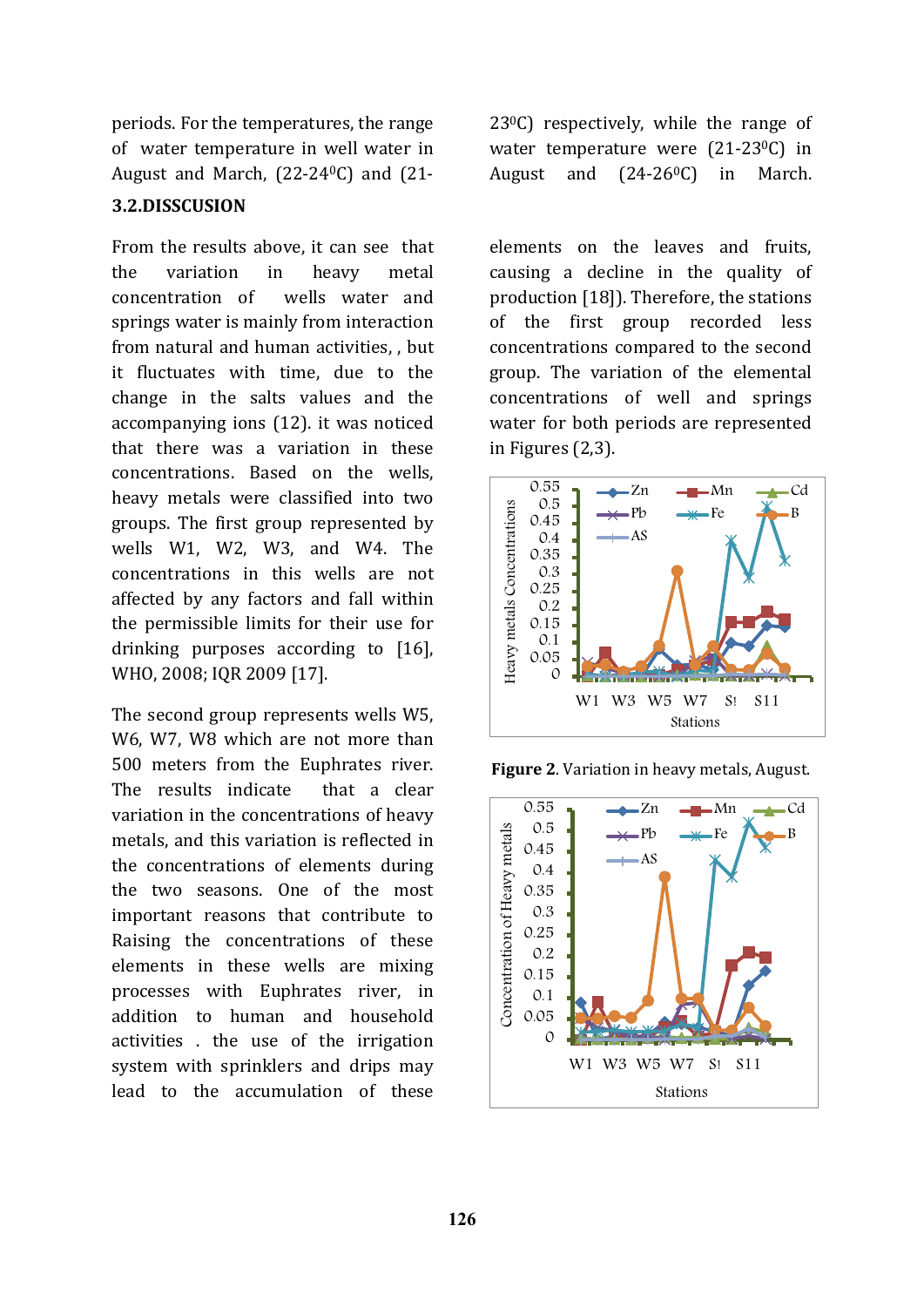periods. For the temperatures, the range of water temperature in well water in August and March, (22-24$^0$C) and (21-23$^0$C) respectively, while the range of water temperature were (21-23$^0$C) in August and (24-26$^0$C) in March.

### 3.2.DISSCUSION

From the results above, it can see that the variation in heavy metal concentration of wells water and springs water is mainly from interaction from natural and human activities, , but it fluctuates with time, due to the change in the salts values and the accompanying ions (12). it was noticed that there was a variation in these concentrations. Based on the wells, heavy metals were classified into two groups. The first group represented by wells W1, W2, W3, and W4. The concentrations in this wells are not affected by any factors and fall within the permissible limits for their use for drinking purposes according to [16], WHO, 2008; IQR 2009 [17].

The second group represents wells W5, W6, W7, W8 which are not more than 500 meters from the Euphrates river. The results indicate that a clear variation in the concentrations of heavy metals, and this variation is reflected in the concentrations of elements during the two seasons. One of the most important reasons that contribute to Raising the concentrations of these elements in these wells are mixing processes with Euphrates river, in addition to human and household activities . the use of the irrigation system with sprinklers and drips may lead to the accumulation of these elements on the leaves and fruits, causing a decline in the quality of production [18]). Therefore, the stations of the first group recorded less concentrations compared to the second group. The variation of the elemental concentrations of well and springs water for both periods are represented in Figures (2,3).

**Figure 2**. Variation in heavy metals, August.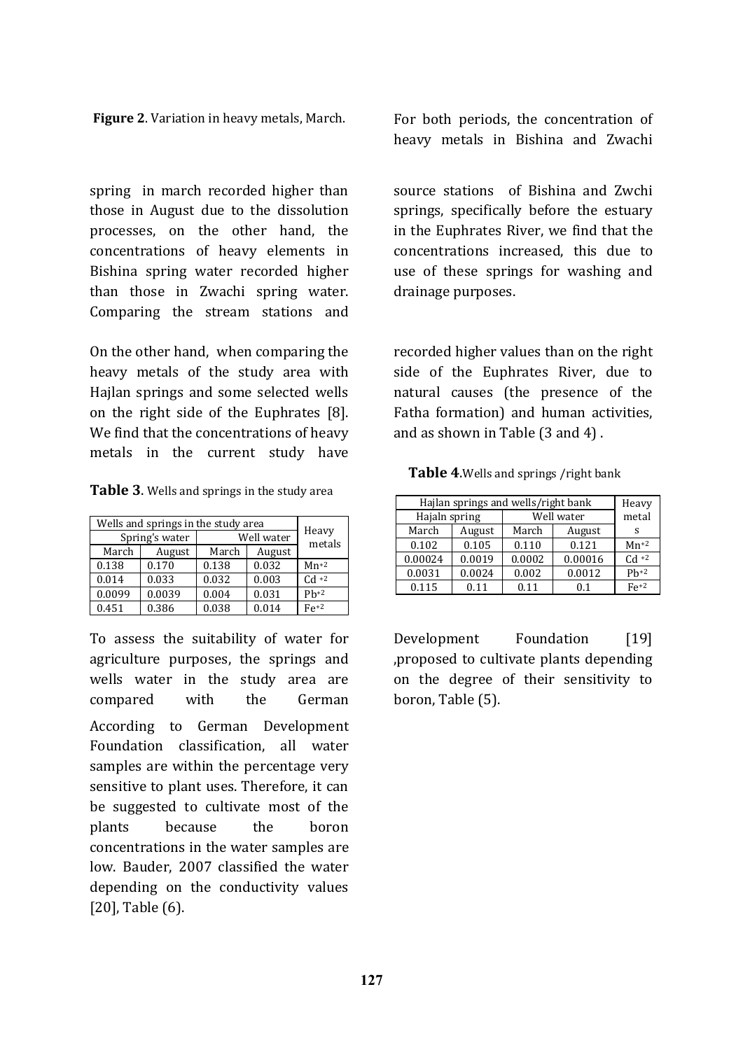**Figure 2**. Variation in heavy metals, March.

For both periods, the concentration of heavy metals in Bishina and Zwachi spring in march recorded higher than those in August due to the dissolution processes, on the other hand, the concentrations of heavy elements in Bishina spring water recorded higher than those in Zwachi spring water. Comparing the stream stations and source stations of Bishina and Zwchi springs, specifically before the estuary in the Euphrates River, we find that the concentrations increased, this due to use of these springs for washing and drainage purposes.

On the other hand, when comparing the heavy metals of the study area with Hajlan springs and some selected wells on the right side of the Euphrates [8]. We find that the concentrations of heavy metals in the current study have recorded higher values than on the right side of the Euphrates River, due to natural causes (the presence of the Fatha formation) and human activities, and as shown in Table (3 and 4) .

**Table 3**. Wells and springs in the study area

| Wells and springs in the study area | | | | Heavy metals |
|---|---|---|---|---|
| Spring's water | | Well water | | |
| March | August | March | August | |
| 0.138 | 0.170 | 0.138 | 0.032 | $Mn^{+2}$ |
| 0.014 | 0.033 | 0.032 | 0.003 | $Cd^{+2}$ |
| 0.0099 | 0.0039 | 0.004 | 0.031 | $Pb^{+2}$ |
| 0.451 | 0.386 | 0.038 | 0.014 | $Fe^{+2}$ |

**Table 4**.Wells and springs /right bank

| Hajlan springs and wells/right bank | | | | Heavy metals |
|---|---|---|---|---|
| Hajaln spring | | Well water | | |
| March | August | March | August | |
| 0.102 | 0.105 | 0.110 | 0.121 | $Mn^{+2}$ |
| 0.00024 | 0.0019 | 0.0002 | 0.00016 | $Cd^{+2}$ |
| 0.0031 | 0.0024 | 0.002 | 0.0012 | $Pb^{+2}$ |
| 0.115 | 0.11 | 0.11 | 0.1 | $Fe^{+2}$ |

To assess the suitability of water for agriculture purposes, the springs and wells water in the study area are compared with the German Development Foundation [19] ,proposed to cultivate plants depending on the degree of their sensitivity to boron, Table (5).

According to German Development Foundation classification, all water samples are within the percentage very sensitive to plant uses. Therefore, it can be suggested to cultivate most of the plants because the boron concentrations in the water samples are low. Bauder, 2007 classified the water depending on the conductivity values [20], Table (6).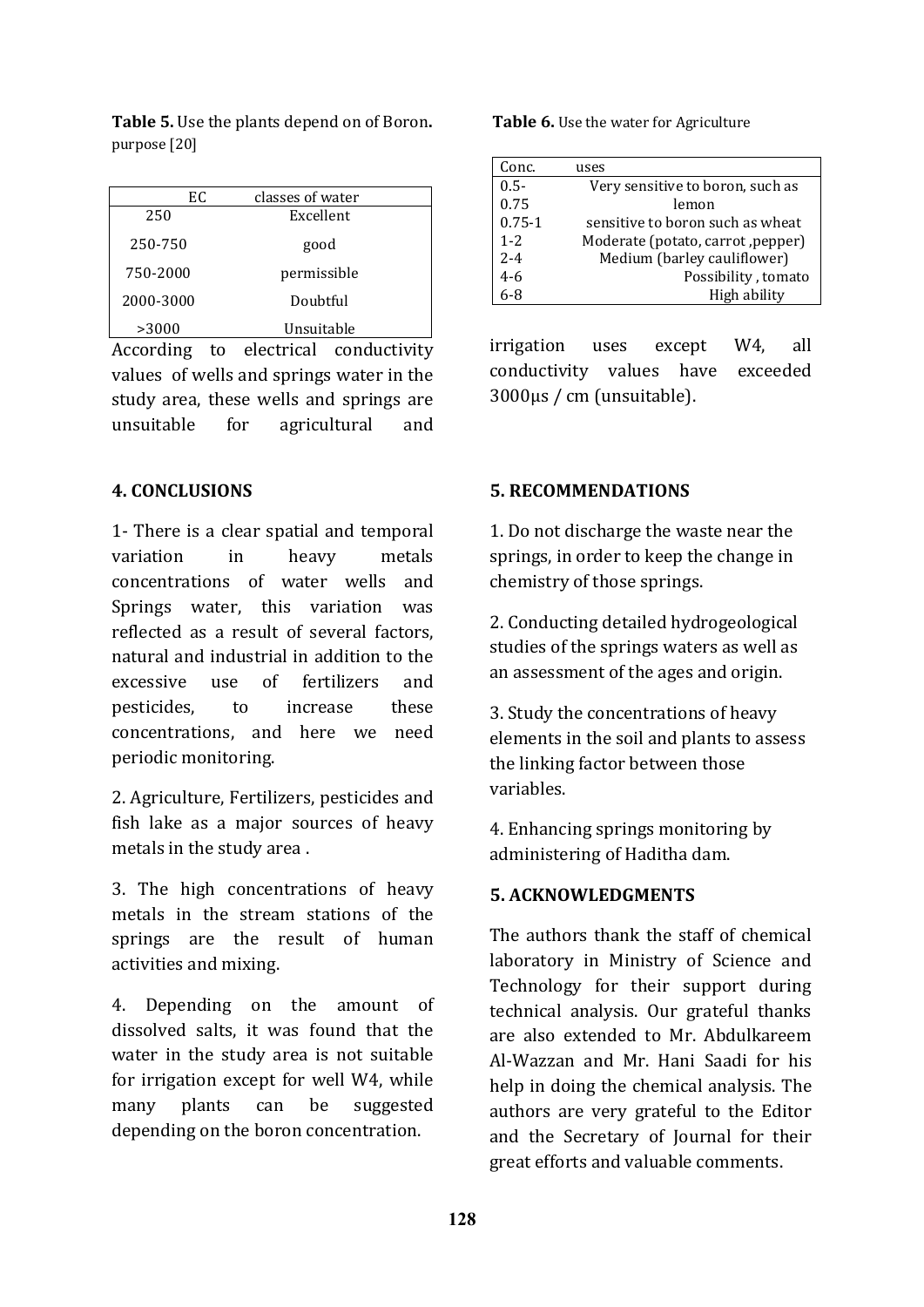**Table 5.** Use the plants depend on of Boron**.** purpose [20]

| EC | classes of water |
|---|---|
| 250 | Excellent |
| 250-750 | good |
| 750-2000 | permissible |
| 2000-3000 | Doubtful |
| >3000 | Unsuitable |

According to electrical conductivity values of wells and springs water in the study area, these wells and springs are unsuitable for agricultural and irrigation uses except W4, all conductivity values have exceeded 3000µs / cm (unsuitable).

**Table 6.** Use the water for Agriculture

| Conc. | uses |
|---|---|
| 0.5-0.75 | Very sensitive to boron, such as lemon |
| 0.75-1 | sensitive to boron such as wheat |
| 1-2 | Moderate (potato, carrot ,pepper) |
| 2-4 | Medium (barley cauliflower) |
| 4-6 | Possibility , tomato |
| 6-8 | High ability |

## 4. CONCLUSIONS

1- There is a clear spatial and temporal variation in heavy metals concentrations of water wells and Springs water, this variation was reflected as a result of several factors, natural and industrial in addition to the excessive use of fertilizers and pesticides, to increase these concentrations, and here we need periodic monitoring.

2. Agriculture, Fertilizers, pesticides and fish lake as a major sources of heavy metals in the study area .

3. The high concentrations of heavy metals in the stream stations of the springs are the result of human activities and mixing.

4. Depending on the amount of dissolved salts, it was found that the water in the study area is not suitable for irrigation except for well W4, while many plants can be suggested depending on the boron concentration.

## 5. RECOMMENDATIONS

1. Do not discharge the waste near the springs, in order to keep the change in chemistry of those springs.

2. Conducting detailed hydrogeological studies of the springs waters as well as an assessment of the ages and origin.

3. Study the concentrations of heavy elements in the soil and plants to assess the linking factor between those variables.

4. Enhancing springs monitoring by administering of Haditha dam.

## 5. ACKNOWLEDGMENTS

The authors thank the staff of chemical laboratory in Ministry of Science and Technology for their support during technical analysis. Our grateful thanks are also extended to Mr. Abdulkareem Al-Wazzan and Mr. Hani Saadi for his help in doing the chemical analysis. The authors are very grateful to the Editor and the Secretary of Journal for their great efforts and valuable comments.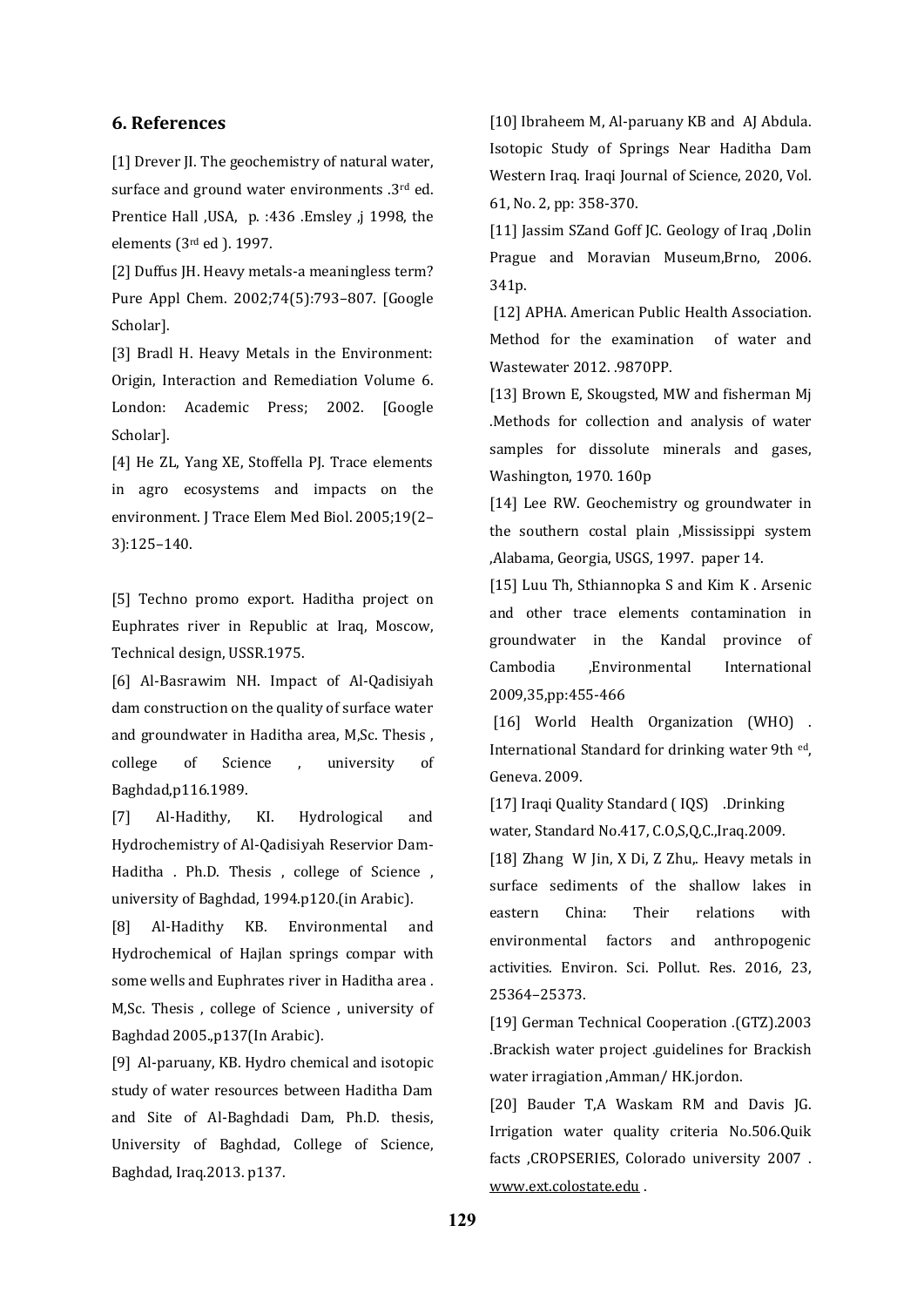## 6. References

[1] Drever JI. The geochemistry of natural water, surface and ground water environments .3rd ed. Prentice Hall ,USA, p. :436 .Emsley ,j 1998, the elements (3rd ed ). 1997.

[2] Duffus JH. Heavy metals-a meaningless term? Pure Appl Chem. 2002;74(5):793–807. [Google Scholar].

[3] Bradl H. Heavy Metals in the Environment: Origin, Interaction and Remediation Volume 6. London: Academic Press; 2002. [Google Scholar].

[4] He ZL, Yang XE, Stoffella PJ. Trace elements in agro ecosystems and impacts on the environment. J Trace Elem Med Biol. 2005;19(2–3):125–140.

[5] Techno promo export. Haditha project on Euphrates river in Republic at Iraq, Moscow, Technical design, USSR.1975.

[6] Al-Basrawim NH. Impact of Al-Qadisiyah dam construction on the quality of surface water and groundwater in Haditha area, M,Sc. Thesis , college of Science , university of Baghdad,p116.1989.

[7] Al-Hadithy, KI. Hydrological and Hydrochemistry of Al-Qadisiyah Reservior Dam-Haditha . Ph.D. Thesis , college of Science , university of Baghdad, 1994.p120.(in Arabic).

[8] Al-Hadithy KB. Environmental and Hydrochemical of Hajlan springs compar with some wells and Euphrates river in Haditha area . M,Sc. Thesis , college of Science , university of Baghdad 2005.,p137(In Arabic).

[9] Al-paruany, KB. Hydro chemical and isotopic study of water resources between Haditha Dam and Site of Al-Baghdadi Dam, Ph.D. thesis, University of Baghdad, College of Science, Baghdad, Iraq.2013. p137.

[10] Ibraheem M, Al-paruany KB and AJ Abdula. Isotopic Study of Springs Near Haditha Dam Western Iraq. Iraqi Journal of Science, 2020, Vol. 61, No. 2, pp: 358-370.

[11] Jassim SZand Goff JC. Geology of Iraq ,Dolin Prague and Moravian Museum,Brno, 2006. 341p.

[12] APHA. American Public Health Association. Method for the examination of water and Wastewater 2012. .9870PP.

[13] Brown E, Skougsted, MW and fisherman Mj .Methods for collection and analysis of water samples for dissolute minerals and gases, Washington, 1970. 160p

[14] Lee RW. Geochemistry og groundwater in the southern costal plain ,Mississippi system ,Alabama, Georgia, USGS, 1997. paper 14.

[15] Luu Th, Sthiannopka S and Kim K . Arsenic and other trace elements contamination in groundwater in the Kandal province of Cambodia ,Environmental International 2009,35,pp:455-466

[16] World Health Organization (WHO) . International Standard for drinking water 9th ed, Geneva. 2009.

[17] Iraqi Quality Standard ( IQS) .Drinking water, Standard No.417, C.O,S,Q,C.,Iraq.2009.

[18] Zhang W Jin, X Di, Z Zhu,. Heavy metals in surface sediments of the shallow lakes in eastern China: Their relations with environmental factors and anthropogenic activities. Environ. Sci. Pollut. Res. 2016, 23, 25364–25373.

[19] German Technical Cooperation .(GTZ).2003 .Brackish water project .guidelines for Brackish water irragiation ,Amman/ HK.jordon.

[20] Bauder T,A Waskam RM and Davis JG. Irrigation water quality criteria No.506.Quik facts ,CROPSERIES, Colorado university 2007 . www.ext.colostate.edu .